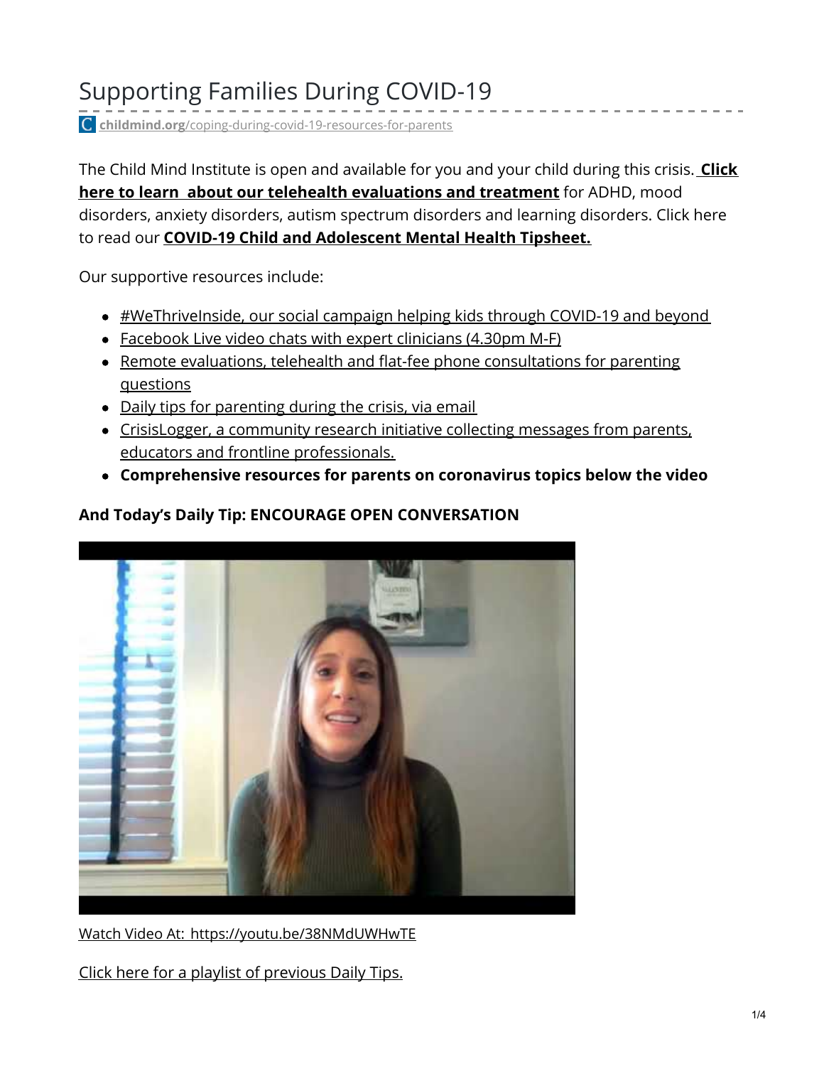# Supporting Families During COVID-19

childmind.org/coping-during-covid-19-resources-for-parents

The Child Mind Institute is open and available for you and your child during this crisis. **Click here to learn about our telehealth evaluations and treatment** for ADHD, mood disorders, anxiety disorders, autism spectrum disorders and learning disorders. Click here to read our **COVID-19 Child and Adolescent Mental Health Tipsheet.**

Our supportive resources include:

- #WeThriveInside, our social campaign helping kids through COVID-19 and beyond
- Facebook Live video chats with expert clinicians (4.30pm M-F)
- Remote evaluations, telehealth and flat-fee phone consultations for parenting questions
- Daily tips for parenting during the crisis, via email
- CrisisLogger, a community research initiative collecting messages from parents, educators and frontline professionals.
- **Comprehensive resources for parents on coronavirus topics below the video**

**And Today's Daily Tip: ENCOURAGE OPEN CONVERSATION**

Watch Video At: https://youtu.be/38NMdUWHwTE

Click here for a playlist of previous Daily Tips.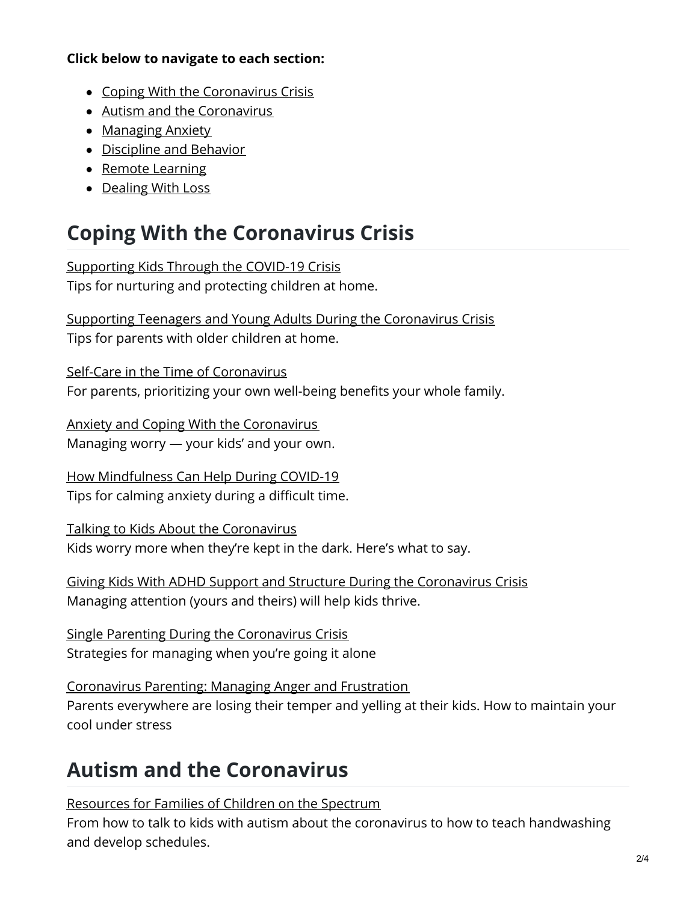**Click below to navigate to each section:**

- Coping With the Coronavirus Crisis
- Autism and the Coronavirus
- Managing Anxiety
- Discipline and Behavior
- Remote Learning
- Dealing With Loss

## Coping With the Coronavirus Crisis

Supporting Kids Through the COVID-19 Crisis
Tips for nurturing and protecting children at home.

Supporting Teenagers and Young Adults During the Coronavirus Crisis
Tips for parents with older children at home.

Self-Care in the Time of Coronavirus
For parents, prioritizing your own well-being benefits your whole family.

Anxiety and Coping With the Coronavirus
Managing worry — your kids' and your own.

How Mindfulness Can Help During COVID-19
Tips for calming anxiety during a difficult time.

Talking to Kids About the Coronavirus
Kids worry more when they're kept in the dark. Here's what to say.

Giving Kids With ADHD Support and Structure During the Coronavirus Crisis
Managing attention (yours and theirs) will help kids thrive.

Single Parenting During the Coronavirus Crisis
Strategies for managing when you're going it alone

Coronavirus Parenting: Managing Anger and Frustration
Parents everywhere are losing their temper and yelling at their kids. How to maintain your cool under stress

## Autism and the Coronavirus

Resources for Families of Children on the Spectrum
From how to talk to kids with autism about the coronavirus to how to teach handwashing and develop schedules.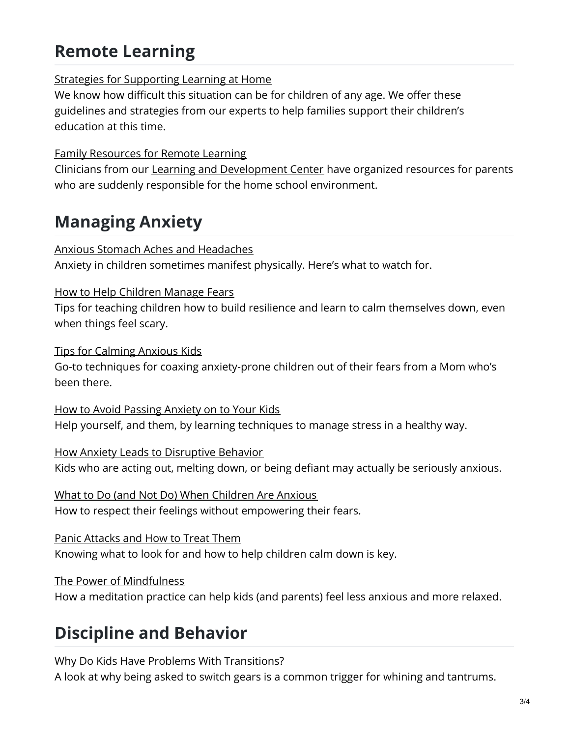## Remote Learning

Strategies for Supporting Learning at Home
We know how difficult this situation can be for children of any age. We offer these guidelines and strategies from our experts to help families support their children's education at this time.

Family Resources for Remote Learning
Clinicians from our Learning and Development Center have organized resources for parents who are suddenly responsible for the home school environment.

## Managing Anxiety

Anxious Stomach Aches and Headaches
Anxiety in children sometimes manifest physically. Here's what to watch for.

How to Help Children Manage Fears
Tips for teaching children how to build resilience and learn to calm themselves down, even when things feel scary.

Tips for Calming Anxious Kids
Go-to techniques for coaxing anxiety-prone children out of their fears from a Mom who's been there.

How to Avoid Passing Anxiety on to Your Kids
Help yourself, and them, by learning techniques to manage stress in a healthy way.

How Anxiety Leads to Disruptive Behavior
Kids who are acting out, melting down, or being defiant may actually be seriously anxious.

What to Do (and Not Do) When Children Are Anxious
How to respect their feelings without empowering their fears.

Panic Attacks and How to Treat Them
Knowing what to look for and how to help children calm down is key.

The Power of Mindfulness
How a meditation practice can help kids (and parents) feel less anxious and more relaxed.

## Discipline and Behavior

Why Do Kids Have Problems With Transitions?
A look at why being asked to switch gears is a common trigger for whining and tantrums.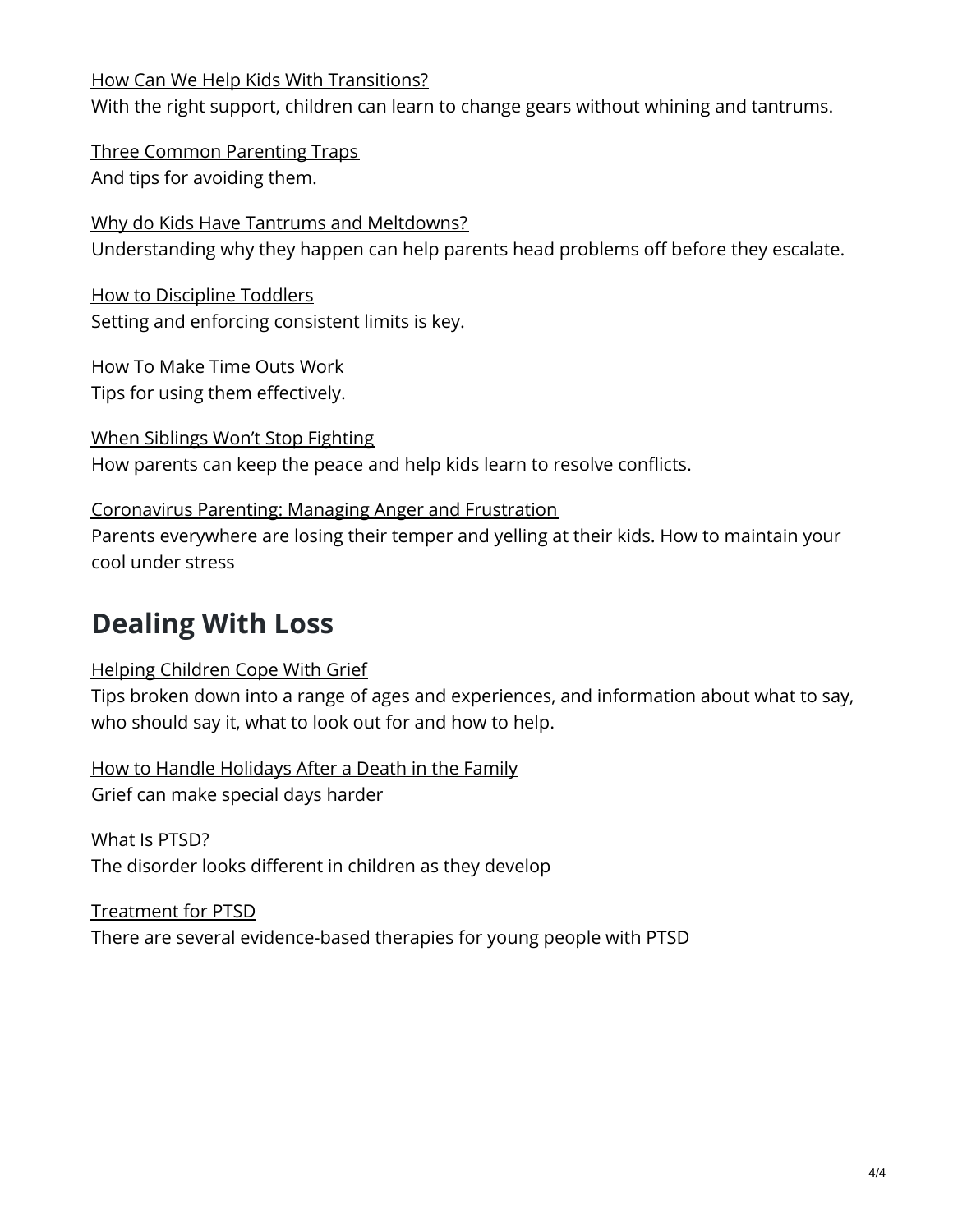How Can We Help Kids With Transitions?
With the right support, children can learn to change gears without whining and tantrums.

Three Common Parenting Traps
And tips for avoiding them.

Why do Kids Have Tantrums and Meltdowns?
Understanding why they happen can help parents head problems off before they escalate.

How to Discipline Toddlers
Setting and enforcing consistent limits is key.

How To Make Time Outs Work
Tips for using them effectively.

When Siblings Won't Stop Fighting
How parents can keep the peace and help kids learn to resolve conflicts.

Coronavirus Parenting: Managing Anger and Frustration
Parents everywhere are losing their temper and yelling at their kids. How to maintain your cool under stress

## Dealing With Loss

Helping Children Cope With Grief
Tips broken down into a range of ages and experiences, and information about what to say, who should say it, what to look out for and how to help.

How to Handle Holidays After a Death in the Family
Grief can make special days harder

What Is PTSD?
The disorder looks different in children as they develop

Treatment for PTSD
There are several evidence-based therapies for young people with PTSD